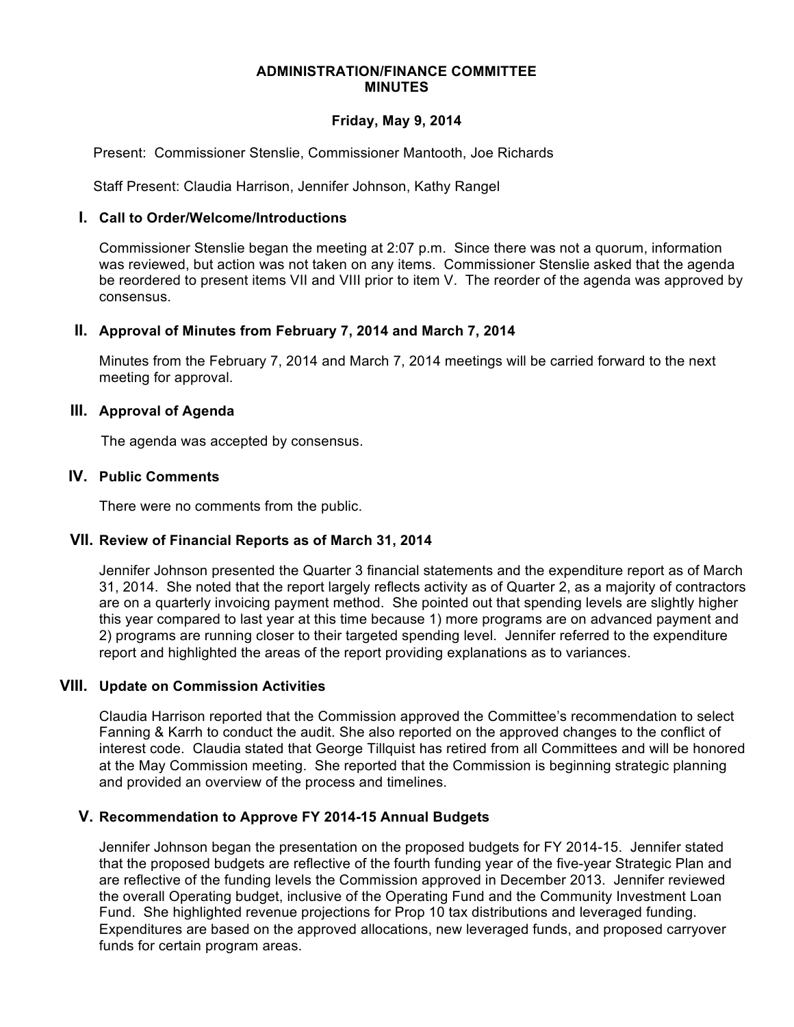# ADMINISTRATION/FINANCE COMMITTEE MINUTES

**Friday, May 9, 2014**

Present: Commissioner Stenslie, Commissioner Mantooth, Joe Richards

Staff Present: Claudia Harrison, Jennifer Johnson, Kathy Rangel

## I. Call to Order/Welcome/Introductions

Commissioner Stenslie began the meeting at 2:07 p.m. Since there was not a quorum, information was reviewed, but action was not taken on any items. Commissioner Stenslie asked that the agenda be reordered to present items VII and VIII prior to item V. The reorder of the agenda was approved by consensus.

## II. Approval of Minutes from February 7, 2014 and March 7, 2014

Minutes from the February 7, 2014 and March 7, 2014 meetings will be carried forward to the next meeting for approval.

## III. Approval of Agenda

The agenda was accepted by consensus.

## IV. Public Comments

There were no comments from the public.

## VII. Review of Financial Reports as of March 31, 2014

Jennifer Johnson presented the Quarter 3 financial statements and the expenditure report as of March 31, 2014. She noted that the report largely reflects activity as of Quarter 2, as a majority of contractors are on a quarterly invoicing payment method. She pointed out that spending levels are slightly higher this year compared to last year at this time because 1) more programs are on advanced payment and 2) programs are running closer to their targeted spending level. Jennifer referred to the expenditure report and highlighted the areas of the report providing explanations as to variances.

## VIII. Update on Commission Activities

Claudia Harrison reported that the Commission approved the Committee's recommendation to select Fanning & Karrh to conduct the audit. She also reported on the approved changes to the conflict of interest code. Claudia stated that George Tillquist has retired from all Committees and will be honored at the May Commission meeting. She reported that the Commission is beginning strategic planning and provided an overview of the process and timelines.

## V. Recommendation to Approve FY 2014-15 Annual Budgets

Jennifer Johnson began the presentation on the proposed budgets for FY 2014-15. Jennifer stated that the proposed budgets are reflective of the fourth funding year of the five-year Strategic Plan and are reflective of the funding levels the Commission approved in December 2013. Jennifer reviewed the overall Operating budget, inclusive of the Operating Fund and the Community Investment Loan Fund. She highlighted revenue projections for Prop 10 tax distributions and leveraged funding. Expenditures are based on the approved allocations, new leveraged funds, and proposed carryover funds for certain program areas.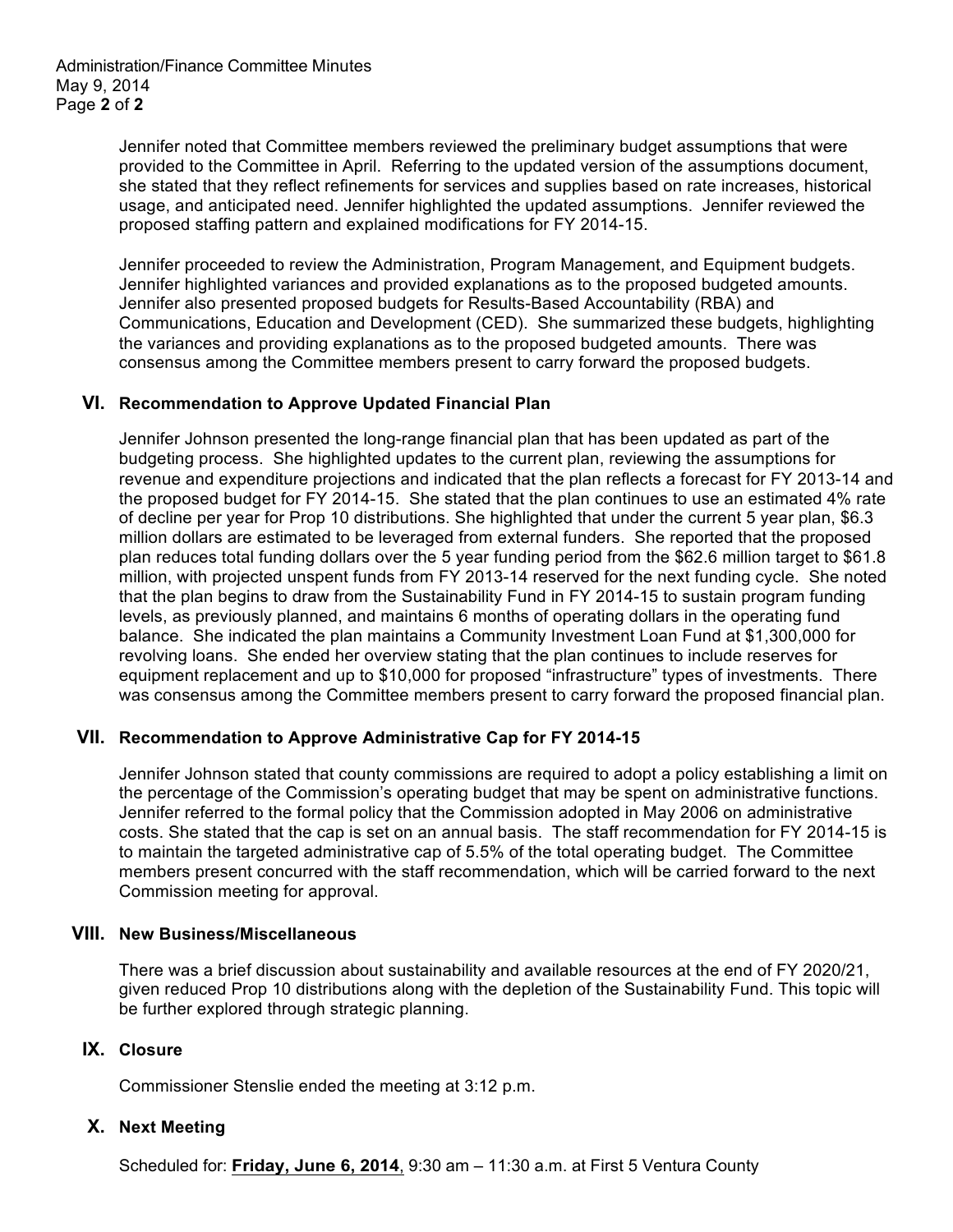Jennifer noted that Committee members reviewed the preliminary budget assumptions that were provided to the Committee in April. Referring to the updated version of the assumptions document, she stated that they reflect refinements for services and supplies based on rate increases, historical usage, and anticipated need. Jennifer highlighted the updated assumptions. Jennifer reviewed the proposed staffing pattern and explained modifications for FY 2014-15.

Jennifer proceeded to review the Administration, Program Management, and Equipment budgets. Jennifer highlighted variances and provided explanations as to the proposed budgeted amounts. Jennifer also presented proposed budgets for Results-Based Accountability (RBA) and Communications, Education and Development (CED). She summarized these budgets, highlighting the variances and providing explanations as to the proposed budgeted amounts. There was consensus among the Committee members present to carry forward the proposed budgets.

## VI. Recommendation to Approve Updated Financial Plan

Jennifer Johnson presented the long-range financial plan that has been updated as part of the budgeting process. She highlighted updates to the current plan, reviewing the assumptions for revenue and expenditure projections and indicated that the plan reflects a forecast for FY 2013-14 and the proposed budget for FY 2014-15. She stated that the plan continues to use an estimated 4% rate of decline per year for Prop 10 distributions. She highlighted that under the current 5 year plan, $6.3 million dollars are estimated to be leveraged from external funders. She reported that the proposed plan reduces total funding dollars over the 5 year funding period from the $62.6 million target to $61.8 million, with projected unspent funds from FY 2013-14 reserved for the next funding cycle. She noted that the plan begins to draw from the Sustainability Fund in FY 2014-15 to sustain program funding levels, as previously planned, and maintains 6 months of operating dollars in the operating fund balance. She indicated the plan maintains a Community Investment Loan Fund at $1,300,000 for revolving loans. She ended her overview stating that the plan continues to include reserves for equipment replacement and up to $10,000 for proposed "infrastructure" types of investments. There was consensus among the Committee members present to carry forward the proposed financial plan.

## VII. Recommendation to Approve Administrative Cap for FY 2014-15

Jennifer Johnson stated that county commissions are required to adopt a policy establishing a limit on the percentage of the Commission's operating budget that may be spent on administrative functions. Jennifer referred to the formal policy that the Commission adopted in May 2006 on administrative costs. She stated that the cap is set on an annual basis. The staff recommendation for FY 2014-15 is to maintain the targeted administrative cap of 5.5% of the total operating budget. The Committee members present concurred with the staff recommendation, which will be carried forward to the next Commission meeting for approval.

## VIII. New Business/Miscellaneous

There was a brief discussion about sustainability and available resources at the end of FY 2020/21, given reduced Prop 10 distributions along with the depletion of the Sustainability Fund. This topic will be further explored through strategic planning.

## IX. Closure

Commissioner Stenslie ended the meeting at 3:12 p.m.

## X. Next Meeting

Scheduled for: **Friday, June 6, 2014**, 9:30 am – 11:30 a.m. at First 5 Ventura County